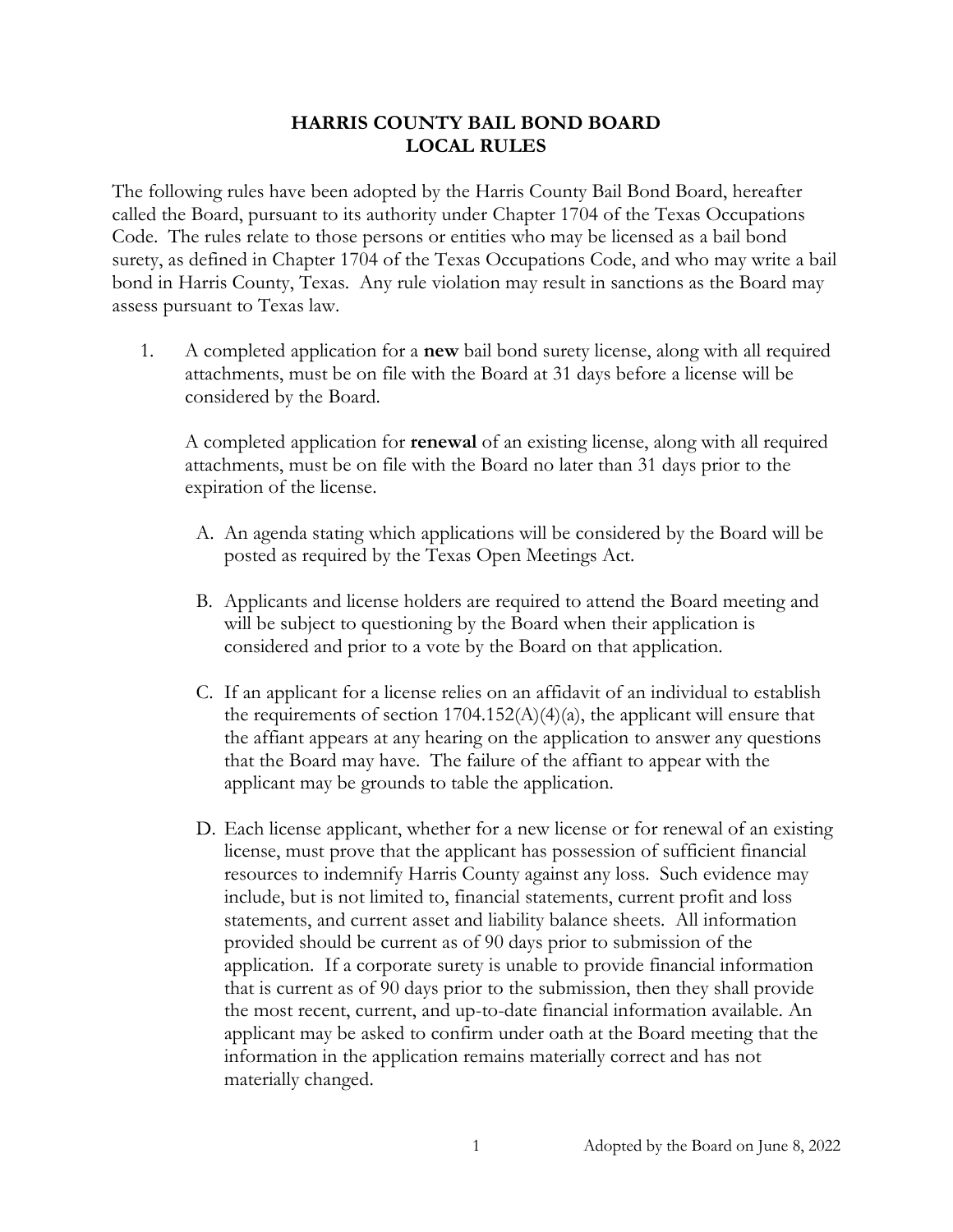# HARRIS COUNTY BAIL BOND BOARD
# LOCAL RULES

The following rules have been adopted by the Harris County Bail Bond Board, hereafter called the Board, pursuant to its authority under Chapter 1704 of the Texas Occupations Code. The rules relate to those persons or entities who may be licensed as a bail bond surety, as defined in Chapter 1704 of the Texas Occupations Code, and who may write a bail bond in Harris County, Texas. Any rule violation may result in sanctions as the Board may assess pursuant to Texas law.

1. A completed application for a **new** bail bond surety license, along with all required attachments, must be on file with the Board at 31 days before a license will be considered by the Board.

   A completed application for **renewal** of an existing license, along with all required attachments, must be on file with the Board no later than 31 days prior to the expiration of the license.

   A. An agenda stating which applications will be considered by the Board will be posted as required by the Texas Open Meetings Act.

   B. Applicants and license holders are required to attend the Board meeting and will be subject to questioning by the Board when their application is considered and prior to a vote by the Board on that application.

   C. If an applicant for a license relies on an affidavit of an individual to establish the requirements of section 1704.152(A)(4)(a), the applicant will ensure that the affiant appears at any hearing on the application to answer any questions that the Board may have. The failure of the affiant to appear with the applicant may be grounds to table the application.

   D. Each license applicant, whether for a new license or for renewal of an existing license, must prove that the applicant has possession of sufficient financial resources to indemnify Harris County against any loss. Such evidence may include, but is not limited to, financial statements, current profit and loss statements, and current asset and liability balance sheets. All information provided should be current as of 90 days prior to submission of the application. If a corporate surety is unable to provide financial information that is current as of 90 days prior to the submission, then they shall provide the most recent, current, and up-to-date financial information available. An applicant may be asked to confirm under oath at the Board meeting that the information in the application remains materially correct and has not materially changed.

Adopted by the Board on June 8, 2022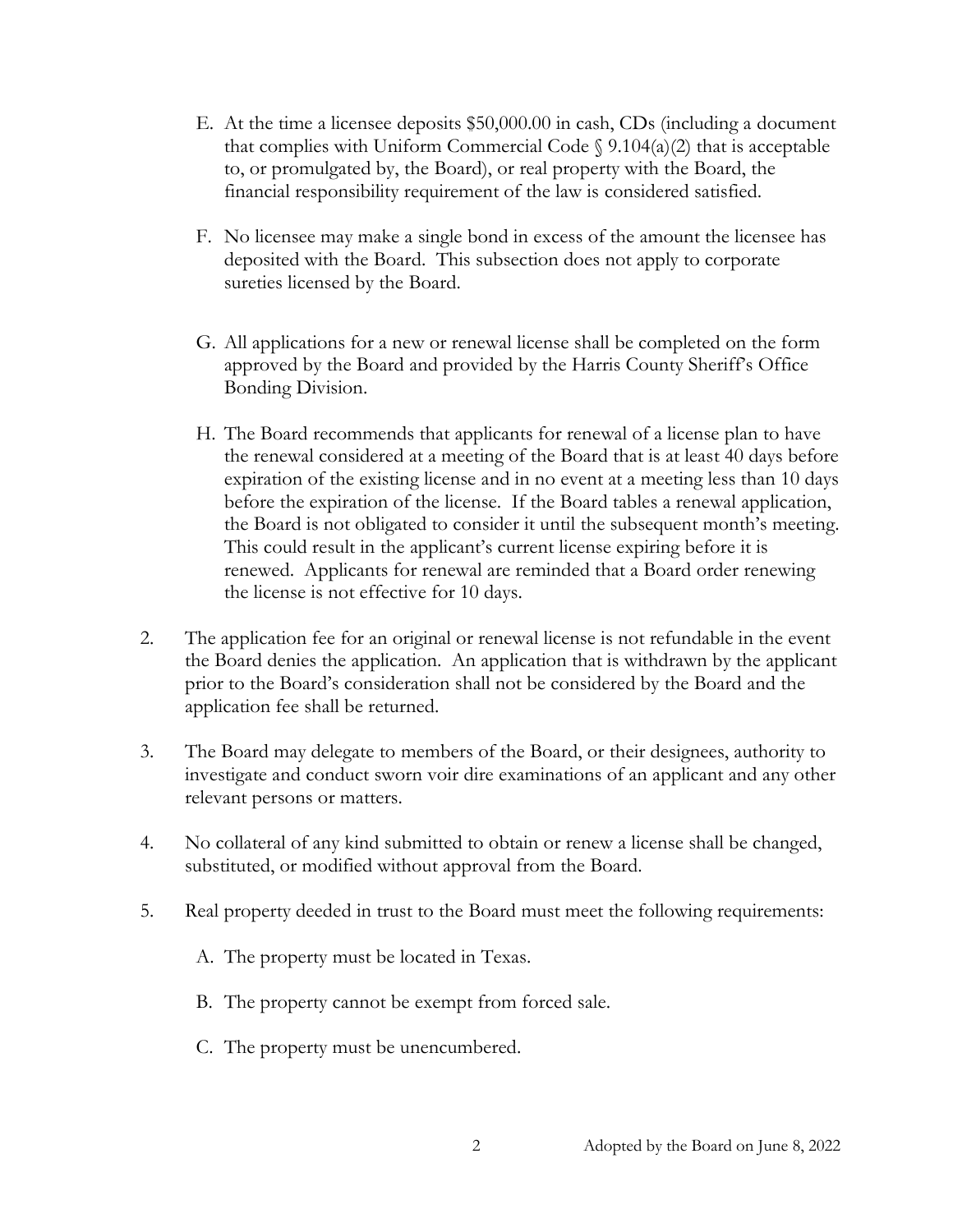E. At the time a licensee deposits $50,000.00 in cash, CDs (including a document that complies with Uniform Commercial Code § 9.104(a)(2) that is acceptable to, or promulgated by, the Board), or real property with the Board, the financial responsibility requirement of the law is considered satisfied.

F. No licensee may make a single bond in excess of the amount the licensee has deposited with the Board. This subsection does not apply to corporate sureties licensed by the Board.

G. All applications for a new or renewal license shall be completed on the form approved by the Board and provided by the Harris County Sheriff's Office Bonding Division.

H. The Board recommends that applicants for renewal of a license plan to have the renewal considered at a meeting of the Board that is at least 40 days before expiration of the existing license and in no event at a meeting less than 10 days before the expiration of the license. If the Board tables a renewal application, the Board is not obligated to consider it until the subsequent month's meeting. This could result in the applicant's current license expiring before it is renewed. Applicants for renewal are reminded that a Board order renewing the license is not effective for 10 days.

2. The application fee for an original or renewal license is not refundable in the event the Board denies the application. An application that is withdrawn by the applicant prior to the Board's consideration shall not be considered by the Board and the application fee shall be returned.

3. The Board may delegate to members of the Board, or their designees, authority to investigate and conduct sworn voir dire examinations of an applicant and any other relevant persons or matters.

4. No collateral of any kind submitted to obtain or renew a license shall be changed, substituted, or modified without approval from the Board.

5. Real property deeded in trust to the Board must meet the following requirements:

   A. The property must be located in Texas.

   B. The property cannot be exempt from forced sale.

   C. The property must be unencumbered.

Adopted by the Board on June 8, 2022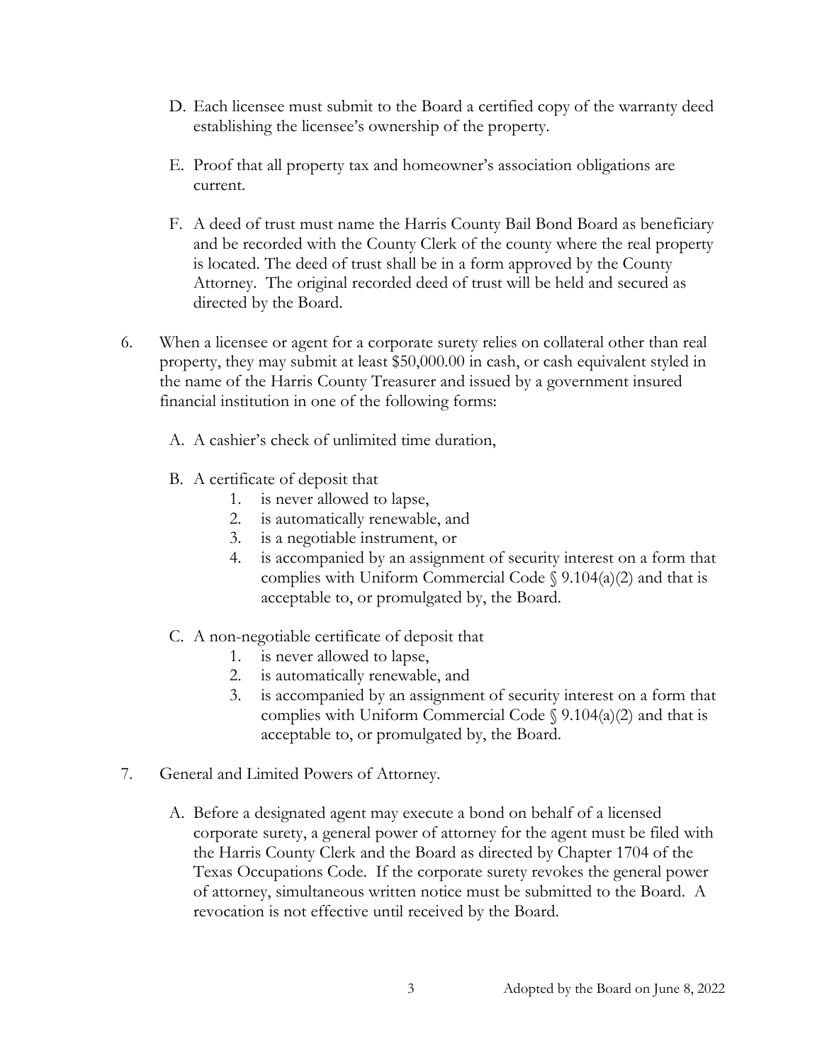D. Each licensee must submit to the Board a certified copy of the warranty deed establishing the licensee's ownership of the property.

E. Proof that all property tax and homeowner's association obligations are current.

F. A deed of trust must name the Harris County Bail Bond Board as beneficiary and be recorded with the County Clerk of the county where the real property is located. The deed of trust shall be in a form approved by the County Attorney. The original recorded deed of trust will be held and secured as directed by the Board.

6. When a licensee or agent for a corporate surety relies on collateral other than real property, they may submit at least $50,000.00 in cash, or cash equivalent styled in the name of the Harris County Treasurer and issued by a government insured financial institution in one of the following forms:

   A. A cashier's check of unlimited time duration,

   B. A certificate of deposit that
      1. is never allowed to lapse,
      2. is automatically renewable, and
      3. is a negotiable instrument, or
      4. is accompanied by an assignment of security interest on a form that complies with Uniform Commercial Code § 9.104(a)(2) and that is acceptable to, or promulgated by, the Board.

   C. A non-negotiable certificate of deposit that
      1. is never allowed to lapse,
      2. is automatically renewable, and
      3. is accompanied by an assignment of security interest on a form that complies with Uniform Commercial Code § 9.104(a)(2) and that is acceptable to, or promulgated by, the Board.

7. General and Limited Powers of Attorney.

   A. Before a designated agent may execute a bond on behalf of a licensed corporate surety, a general power of attorney for the agent must be filed with the Harris County Clerk and the Board as directed by Chapter 1704 of the Texas Occupations Code. If the corporate surety revokes the general power of attorney, simultaneous written notice must be submitted to the Board. A revocation is not effective until received by the Board.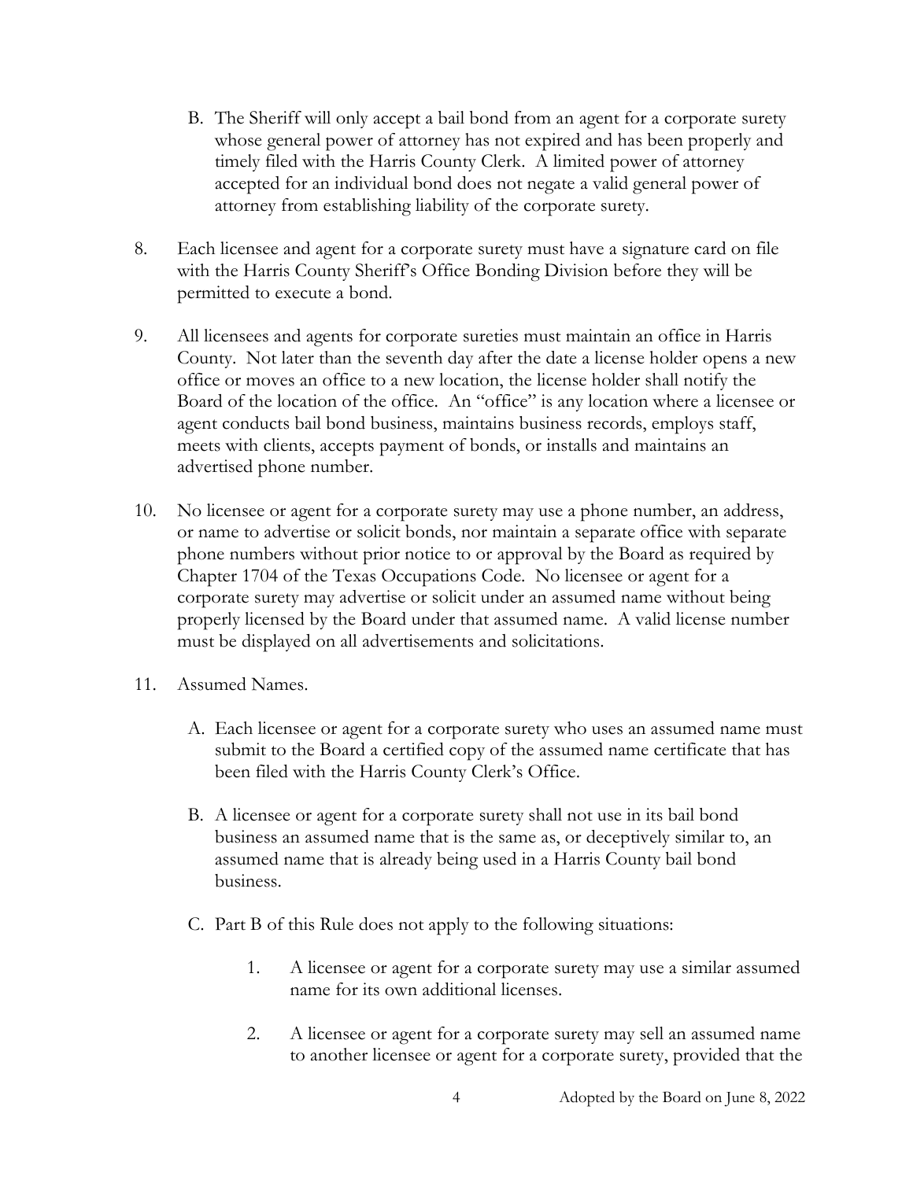B. The Sheriff will only accept a bail bond from an agent for a corporate surety whose general power of attorney has not expired and has been properly and timely filed with the Harris County Clerk. A limited power of attorney accepted for an individual bond does not negate a valid general power of attorney from establishing liability of the corporate surety.

8. Each licensee and agent for a corporate surety must have a signature card on file with the Harris County Sheriff's Office Bonding Division before they will be permitted to execute a bond.

9. All licensees and agents for corporate sureties must maintain an office in Harris County. Not later than the seventh day after the date a license holder opens a new office or moves an office to a new location, the license holder shall notify the Board of the location of the office. An "office" is any location where a licensee or agent conducts bail bond business, maintains business records, employs staff, meets with clients, accepts payment of bonds, or installs and maintains an advertised phone number.

10. No licensee or agent for a corporate surety may use a phone number, an address, or name to advertise or solicit bonds, nor maintain a separate office with separate phone numbers without prior notice to or approval by the Board as required by Chapter 1704 of the Texas Occupations Code. No licensee or agent for a corporate surety may advertise or solicit under an assumed name without being properly licensed by the Board under that assumed name. A valid license number must be displayed on all advertisements and solicitations.

11. Assumed Names.

   A. Each licensee or agent for a corporate surety who uses an assumed name must submit to the Board a certified copy of the assumed name certificate that has been filed with the Harris County Clerk's Office.

   B. A licensee or agent for a corporate surety shall not use in its bail bond business an assumed name that is the same as, or deceptively similar to, an assumed name that is already being used in a Harris County bail bond business.

   C. Part B of this Rule does not apply to the following situations:

      1. A licensee or agent for a corporate surety may use a similar assumed name for its own additional licenses.

      2. A licensee or agent for a corporate surety may sell an assumed name to another licensee or agent for a corporate surety, provided that the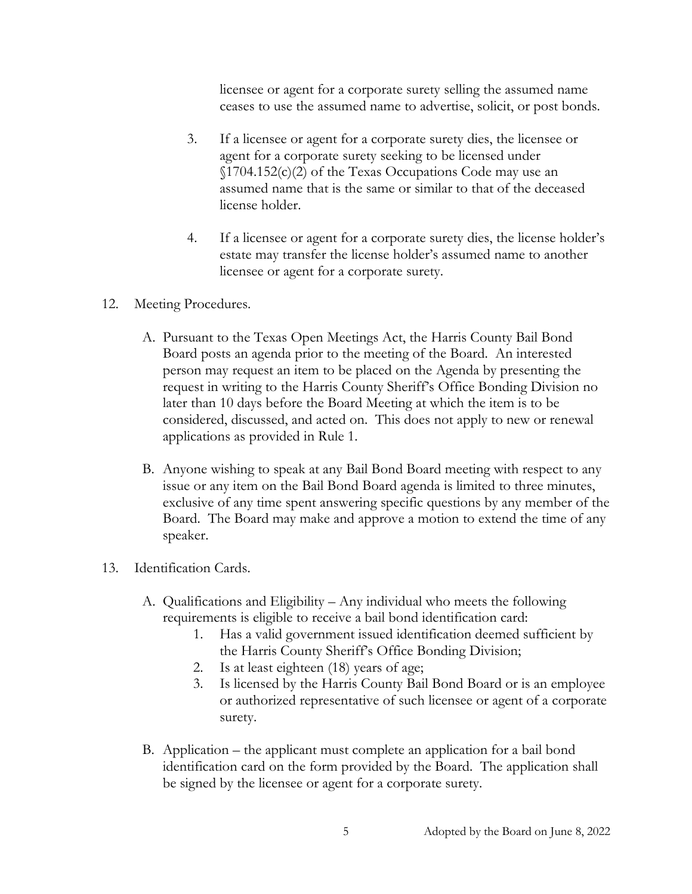licensee or agent for a corporate surety selling the assumed name ceases to use the assumed name to advertise, solicit, or post bonds.

3. If a licensee or agent for a corporate surety dies, the licensee or agent for a corporate surety seeking to be licensed under §1704.152(c)(2) of the Texas Occupations Code may use an assumed name that is the same or similar to that of the deceased license holder.

4. If a licensee or agent for a corporate surety dies, the license holder's estate may transfer the license holder's assumed name to another licensee or agent for a corporate surety.

12. Meeting Procedures.

A. Pursuant to the Texas Open Meetings Act, the Harris County Bail Bond Board posts an agenda prior to the meeting of the Board. An interested person may request an item to be placed on the Agenda by presenting the request in writing to the Harris County Sheriff's Office Bonding Division no later than 10 days before the Board Meeting at which the item is to be considered, discussed, and acted on. This does not apply to new or renewal applications as provided in Rule 1.

B. Anyone wishing to speak at any Bail Bond Board meeting with respect to any issue or any item on the Bail Bond Board agenda is limited to three minutes, exclusive of any time spent answering specific questions by any member of the Board. The Board may make and approve a motion to extend the time of any speaker.

13. Identification Cards.

A. Qualifications and Eligibility – Any individual who meets the following requirements is eligible to receive a bail bond identification card:
   1. Has a valid government issued identification deemed sufficient by the Harris County Sheriff's Office Bonding Division;
   2. Is at least eighteen (18) years of age;
   3. Is licensed by the Harris County Bail Bond Board or is an employee or authorized representative of such licensee or agent of a corporate surety.

B. Application – the applicant must complete an application for a bail bond identification card on the form provided by the Board. The application shall be signed by the licensee or agent for a corporate surety.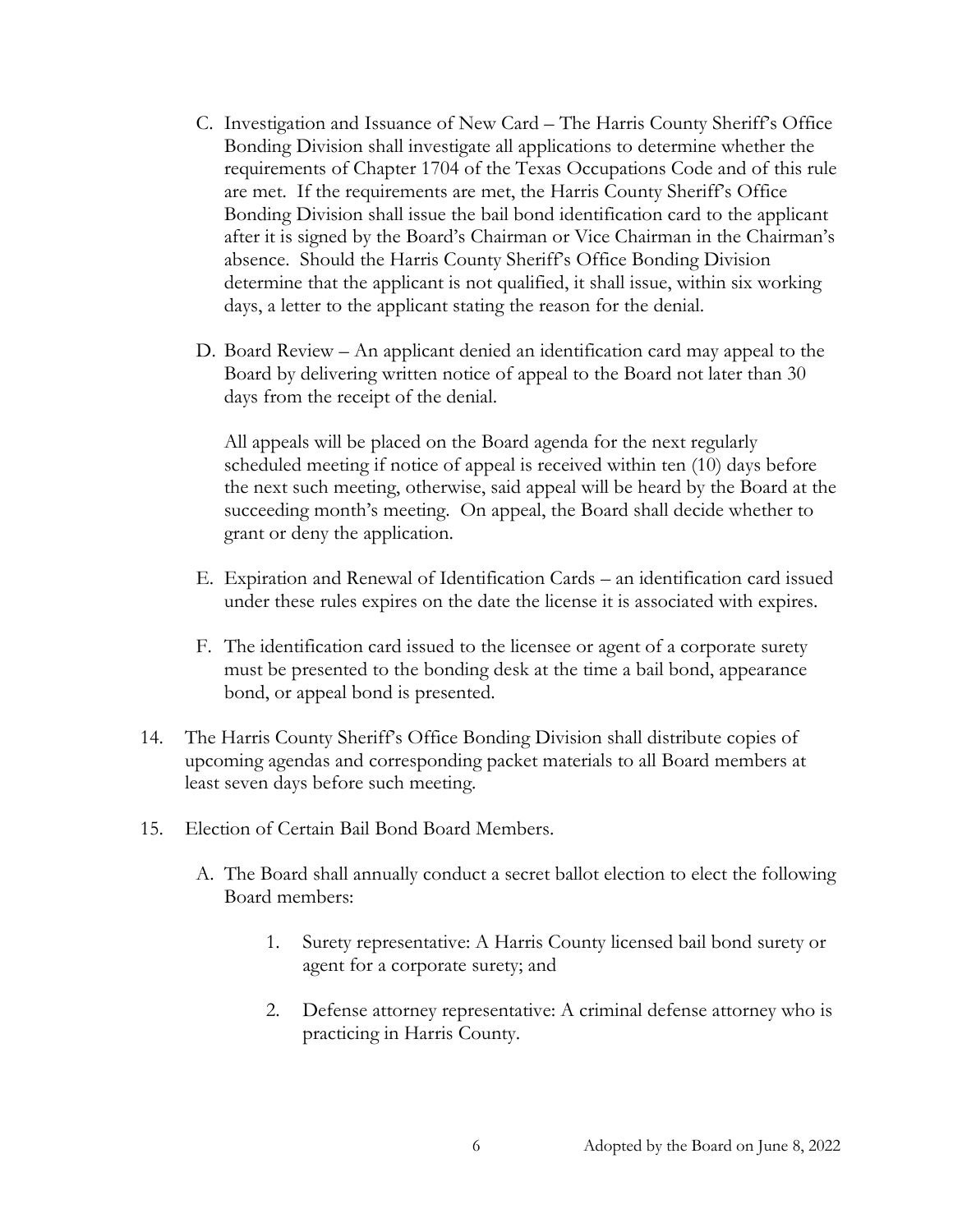C. Investigation and Issuance of New Card – The Harris County Sheriff's Office Bonding Division shall investigate all applications to determine whether the requirements of Chapter 1704 of the Texas Occupations Code and of this rule are met. If the requirements are met, the Harris County Sheriff's Office Bonding Division shall issue the bail bond identification card to the applicant after it is signed by the Board's Chairman or Vice Chairman in the Chairman's absence. Should the Harris County Sheriff's Office Bonding Division determine that the applicant is not qualified, it shall issue, within six working days, a letter to the applicant stating the reason for the denial.

D. Board Review – An applicant denied an identification card may appeal to the Board by delivering written notice of appeal to the Board not later than 30 days from the receipt of the denial.

   All appeals will be placed on the Board agenda for the next regularly scheduled meeting if notice of appeal is received within ten (10) days before the next such meeting, otherwise, said appeal will be heard by the Board at the succeeding month's meeting. On appeal, the Board shall decide whether to grant or deny the application.

E. Expiration and Renewal of Identification Cards – an identification card issued under these rules expires on the date the license it is associated with expires.

F. The identification card issued to the licensee or agent of a corporate surety must be presented to the bonding desk at the time a bail bond, appearance bond, or appeal bond is presented.

14. The Harris County Sheriff's Office Bonding Division shall distribute copies of upcoming agendas and corresponding packet materials to all Board members at least seven days before such meeting.

15. Election of Certain Bail Bond Board Members.

   A. The Board shall annually conduct a secret ballot election to elect the following Board members:

      1. Surety representative: A Harris County licensed bail bond surety or agent for a corporate surety; and

      2. Defense attorney representative: A criminal defense attorney who is practicing in Harris County.

Adopted by the Board on June 8, 2022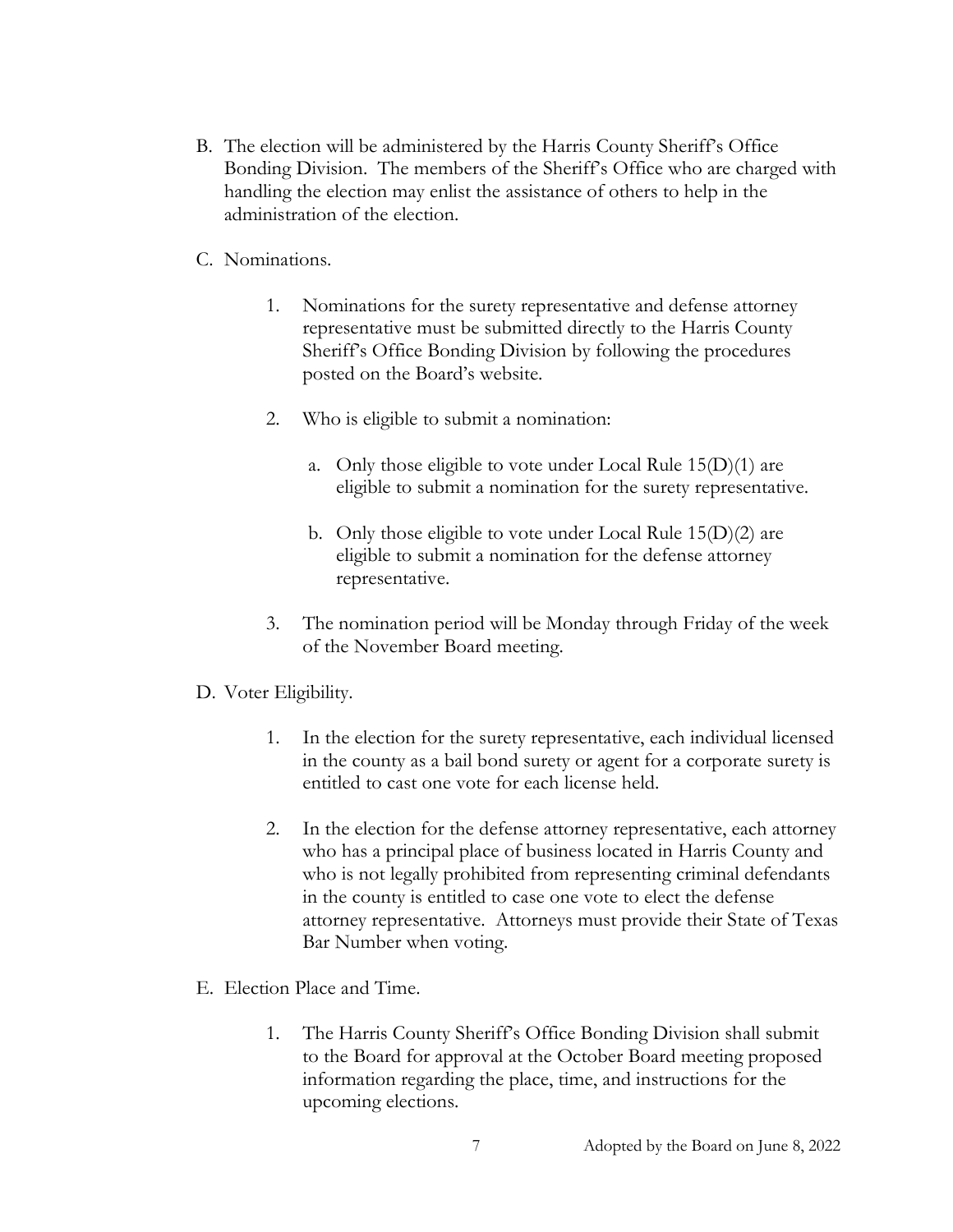B. The election will be administered by the Harris County Sheriff's Office Bonding Division. The members of the Sheriff's Office who are charged with handling the election may enlist the assistance of others to help in the administration of the election.

C. Nominations.

   1. Nominations for the surety representative and defense attorney representative must be submitted directly to the Harris County Sheriff's Office Bonding Division by following the procedures posted on the Board's website.

   2. Who is eligible to submit a nomination:

      a. Only those eligible to vote under Local Rule 15(D)(1) are eligible to submit a nomination for the surety representative.

      b. Only those eligible to vote under Local Rule 15(D)(2) are eligible to submit a nomination for the defense attorney representative.

   3. The nomination period will be Monday through Friday of the week of the November Board meeting.

D. Voter Eligibility.

   1. In the election for the surety representative, each individual licensed in the county as a bail bond surety or agent for a corporate surety is entitled to cast one vote for each license held.

   2. In the election for the defense attorney representative, each attorney who has a principal place of business located in Harris County and who is not legally prohibited from representing criminal defendants in the county is entitled to case one vote to elect the defense attorney representative. Attorneys must provide their State of Texas Bar Number when voting.

E. Election Place and Time.

   1. The Harris County Sheriff's Office Bonding Division shall submit to the Board for approval at the October Board meeting proposed information regarding the place, time, and instructions for the upcoming elections.

Adopted by the Board on June 8, 2022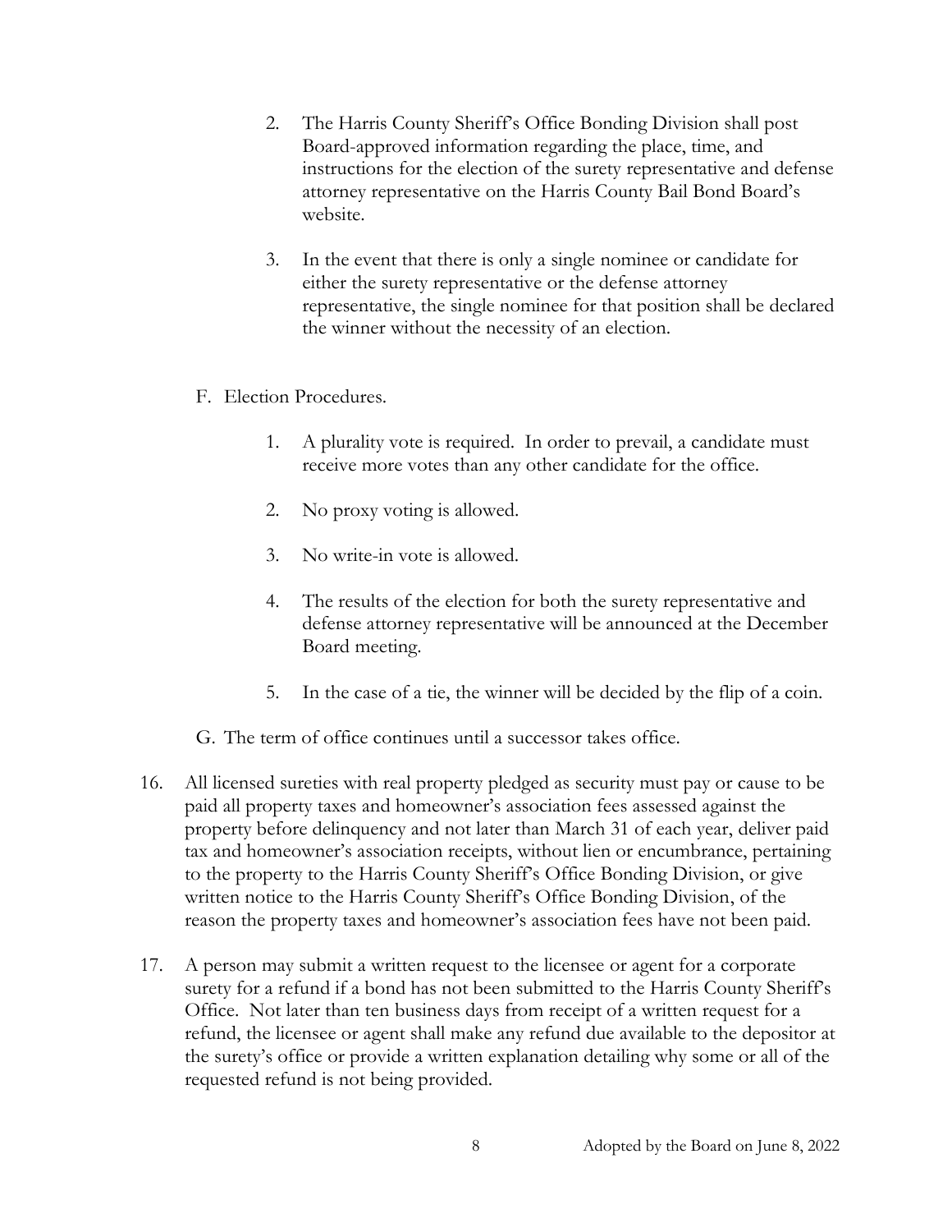2. The Harris County Sheriff's Office Bonding Division shall post Board-approved information regarding the place, time, and instructions for the election of the surety representative and defense attorney representative on the Harris County Bail Bond Board's website.

3. In the event that there is only a single nominee or candidate for either the surety representative or the defense attorney representative, the single nominee for that position shall be declared the winner without the necessity of an election.

F. Election Procedures.

1. A plurality vote is required. In order to prevail, a candidate must receive more votes than any other candidate for the office.

2. No proxy voting is allowed.

3. No write-in vote is allowed.

4. The results of the election for both the surety representative and defense attorney representative will be announced at the December Board meeting.

5. In the case of a tie, the winner will be decided by the flip of a coin.

G. The term of office continues until a successor takes office.

16. All licensed sureties with real property pledged as security must pay or cause to be paid all property taxes and homeowner's association fees assessed against the property before delinquency and not later than March 31 of each year, deliver paid tax and homeowner's association receipts, without lien or encumbrance, pertaining to the property to the Harris County Sheriff's Office Bonding Division, or give written notice to the Harris County Sheriff's Office Bonding Division, of the reason the property taxes and homeowner's association fees have not been paid.

17. A person may submit a written request to the licensee or agent for a corporate surety for a refund if a bond has not been submitted to the Harris County Sheriff's Office. Not later than ten business days from receipt of a written request for a refund, the licensee or agent shall make any refund due available to the depositor at the surety's office or provide a written explanation detailing why some or all of the requested refund is not being provided.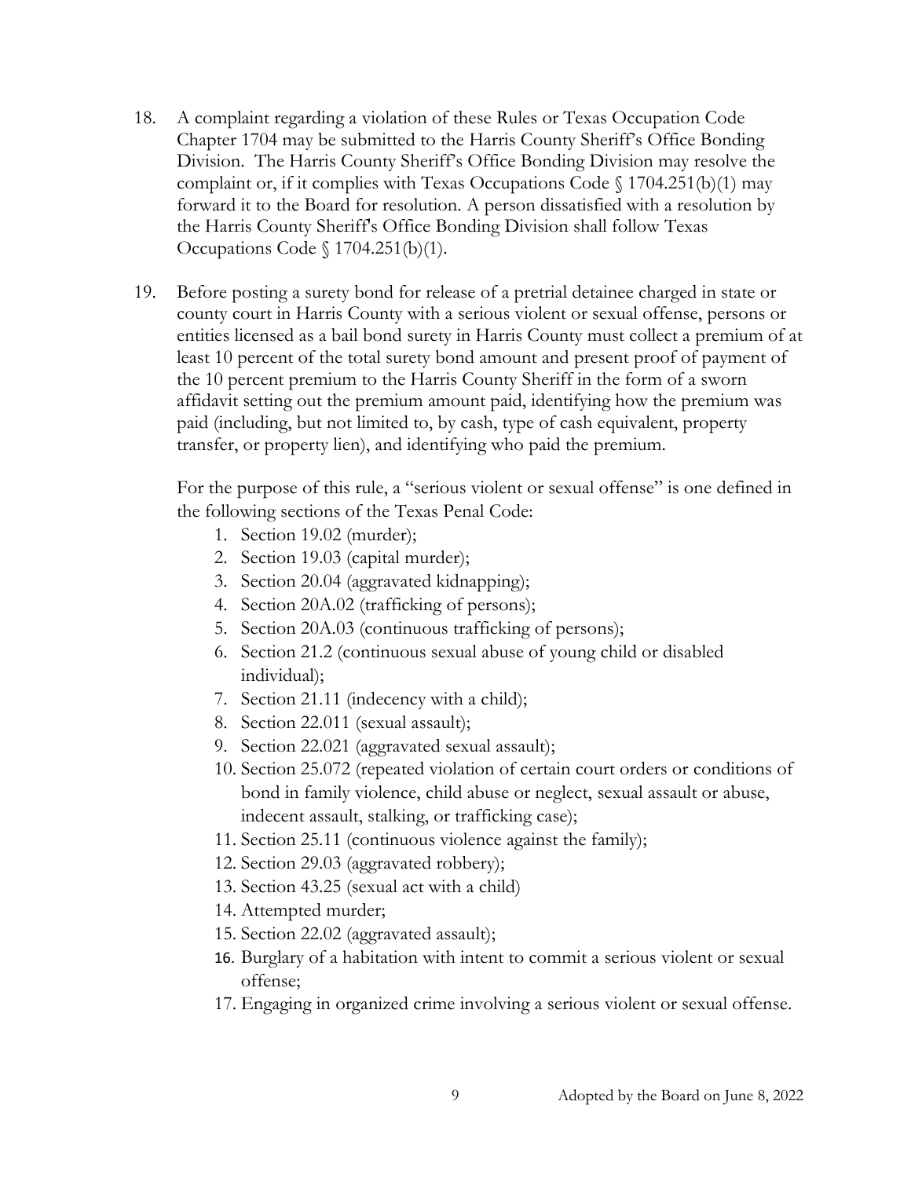18. A complaint regarding a violation of these Rules or Texas Occupation Code Chapter 1704 may be submitted to the Harris County Sheriff's Office Bonding Division. The Harris County Sheriff's Office Bonding Division may resolve the complaint or, if it complies with Texas Occupations Code § 1704.251(b)(1) may forward it to the Board for resolution. A person dissatisfied with a resolution by the Harris County Sheriff's Office Bonding Division shall follow Texas Occupations Code § 1704.251(b)(1).

19. Before posting a surety bond for release of a pretrial detainee charged in state or county court in Harris County with a serious violent or sexual offense, persons or entities licensed as a bail bond surety in Harris County must collect a premium of at least 10 percent of the total surety bond amount and present proof of payment of the 10 percent premium to the Harris County Sheriff in the form of a sworn affidavit setting out the premium amount paid, identifying how the premium was paid (including, but not limited to, by cash, type of cash equivalent, property transfer, or property lien), and identifying who paid the premium.

    For the purpose of this rule, a "serious violent or sexual offense" is one defined in the following sections of the Texas Penal Code:

    1. Section 19.02 (murder);
    2. Section 19.03 (capital murder);
    3. Section 20.04 (aggravated kidnapping);
    4. Section 20A.02 (trafficking of persons);
    5. Section 20A.03 (continuous trafficking of persons);
    6. Section 21.2 (continuous sexual abuse of young child or disabled individual);
    7. Section 21.11 (indecency with a child);
    8. Section 22.011 (sexual assault);
    9. Section 22.021 (aggravated sexual assault);
    10. Section 25.072 (repeated violation of certain court orders or conditions of bond in family violence, child abuse or neglect, sexual assault or abuse, indecent assault, stalking, or trafficking case);
    11. Section 25.11 (continuous violence against the family);
    12. Section 29.03 (aggravated robbery);
    13. Section 43.25 (sexual act with a child)
    14. Attempted murder;
    15. Section 22.02 (aggravated assault);
    16. Burglary of a habitation with intent to commit a serious violent or sexual offense;
    17. Engaging in organized crime involving a serious violent or sexual offense.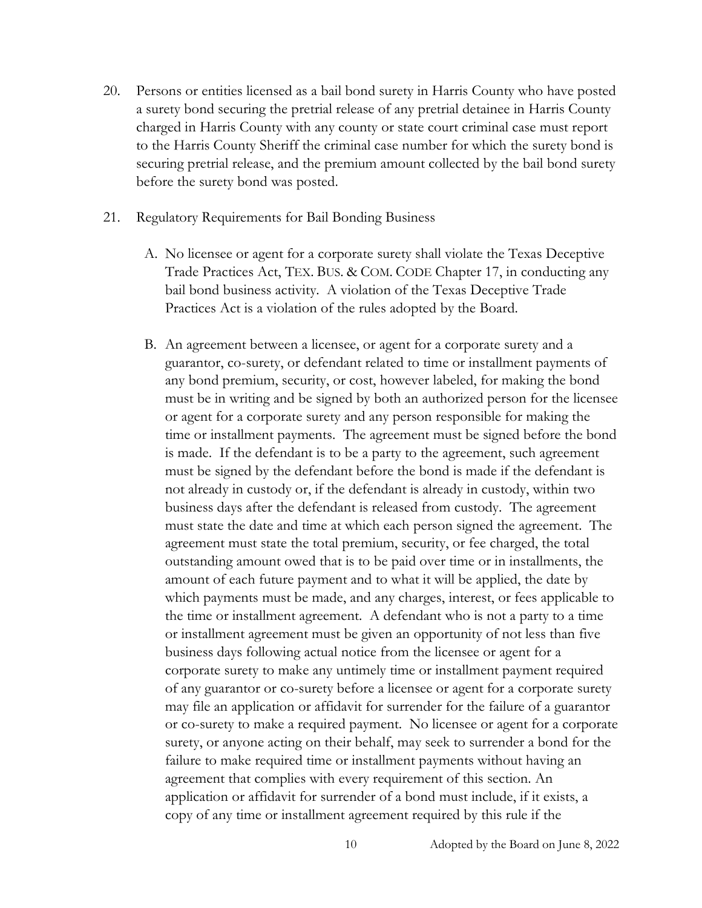20. Persons or entities licensed as a bail bond surety in Harris County who have posted a surety bond securing the pretrial release of any pretrial detainee in Harris County charged in Harris County with any county or state court criminal case must report to the Harris County Sheriff the criminal case number for which the surety bond is securing pretrial release, and the premium amount collected by the bail bond surety before the surety bond was posted.

21. Regulatory Requirements for Bail Bonding Business

    A. No licensee or agent for a corporate surety shall violate the Texas Deceptive Trade Practices Act, TEX. BUS. & COM. CODE Chapter 17, in conducting any bail bond business activity. A violation of the Texas Deceptive Trade Practices Act is a violation of the rules adopted by the Board.

    B. An agreement between a licensee, or agent for a corporate surety and a guarantor, co-surety, or defendant related to time or installment payments of any bond premium, security, or cost, however labeled, for making the bond must be in writing and be signed by both an authorized person for the licensee or agent for a corporate surety and any person responsible for making the time or installment payments. The agreement must be signed before the bond is made. If the defendant is to be a party to the agreement, such agreement must be signed by the defendant before the bond is made if the defendant is not already in custody or, if the defendant is already in custody, within two business days after the defendant is released from custody. The agreement must state the date and time at which each person signed the agreement. The agreement must state the total premium, security, or fee charged, the total outstanding amount owed that is to be paid over time or in installments, the amount of each future payment and to what it will be applied, the date by which payments must be made, and any charges, interest, or fees applicable to the time or installment agreement. A defendant who is not a party to a time or installment agreement must be given an opportunity of not less than five business days following actual notice from the licensee or agent for a corporate surety to make any untimely time or installment payment required of any guarantor or co-surety before a licensee or agent for a corporate surety may file an application or affidavit for surrender for the failure of a guarantor or co-surety to make a required payment. No licensee or agent for a corporate surety, or anyone acting on their behalf, may seek to surrender a bond for the failure to make required time or installment payments without having an agreement that complies with every requirement of this section. An application or affidavit for surrender of a bond must include, if it exists, a copy of any time or installment agreement required by this rule if the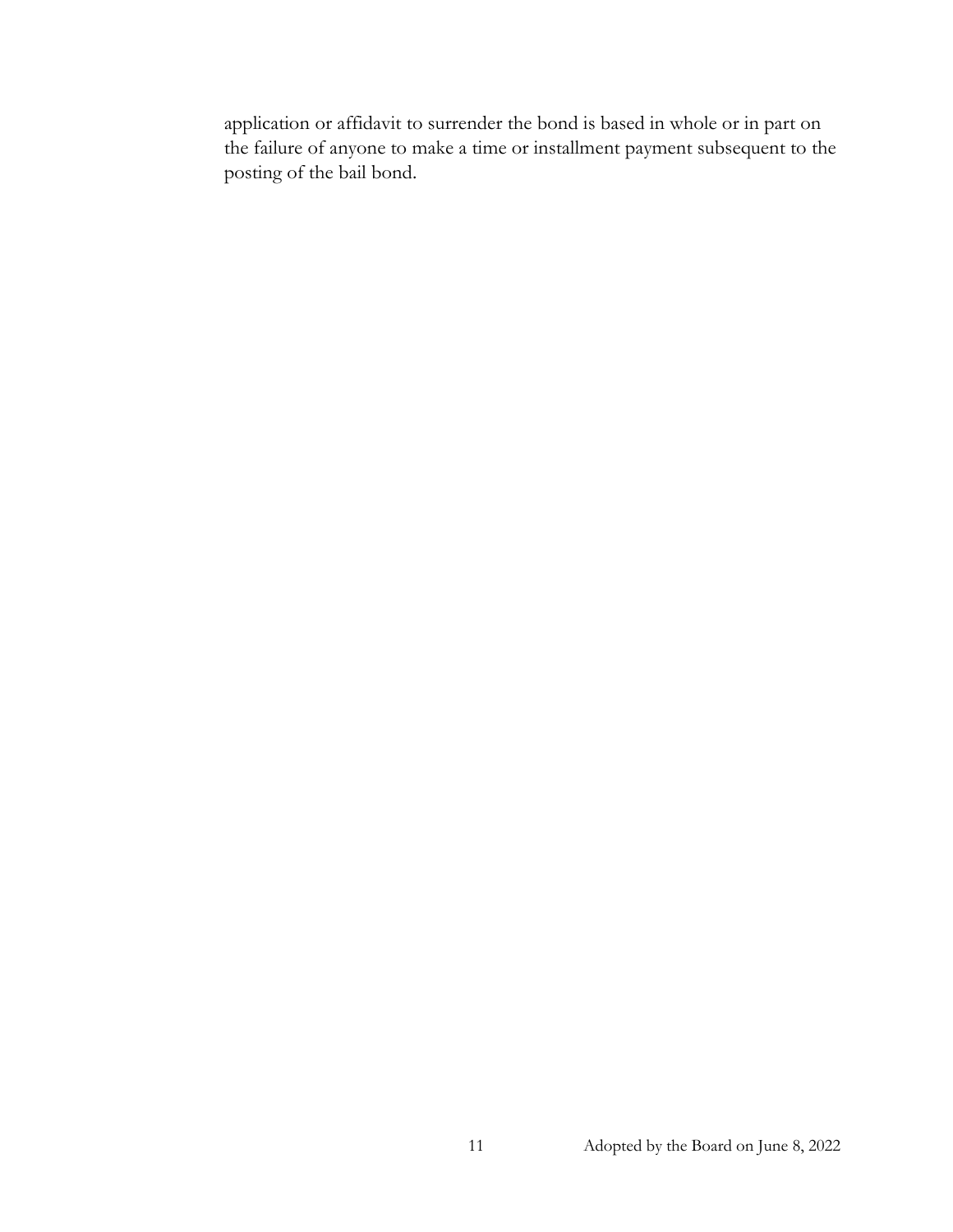application or affidavit to surrender the bond is based in whole or in part on the failure of anyone to make a time or installment payment subsequent to the posting of the bail bond.